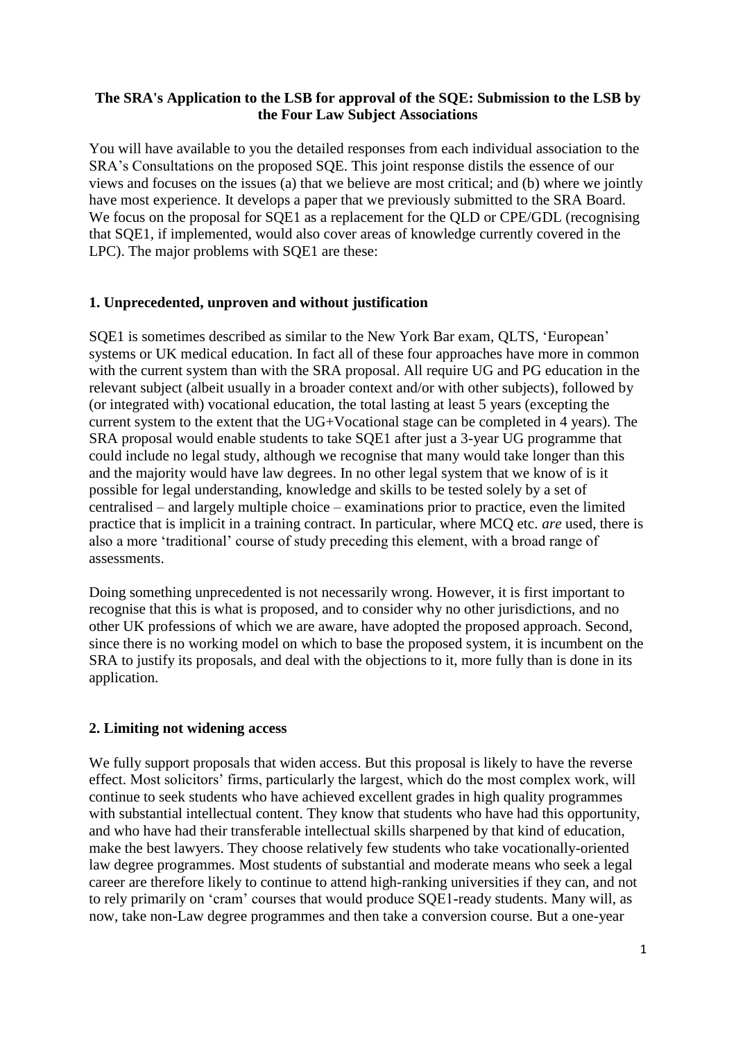**The SRA's Application to the LSB for approval of the SQE: Submission to the LSB by the Four Law Subject Associations**

You will have available to you the detailed responses from each individual association to the SRA's Consultations on the proposed SQE. This joint response distils the essence of our views and focuses on the issues (a) that we believe are most critical; and (b) where we jointly have most experience. It develops a paper that we previously submitted to the SRA Board. We focus on the proposal for SQE1 as a replacement for the QLD or CPE/GDL (recognising that SQE1, if implemented, would also cover areas of knowledge currently covered in the LPC). The major problems with SQE1 are these:

## 1. Unprecedented, unproven and without justification

SQE1 is sometimes described as similar to the New York Bar exam, QLTS, 'European' systems or UK medical education. In fact all of these four approaches have more in common with the current system than with the SRA proposal. All require UG and PG education in the relevant subject (albeit usually in a broader context and/or with other subjects), followed by (or integrated with) vocational education, the total lasting at least 5 years (excepting the current system to the extent that the UG+Vocational stage can be completed in 4 years). The SRA proposal would enable students to take SQE1 after just a 3-year UG programme that could include no legal study, although we recognise that many would take longer than this and the majority would have law degrees. In no other legal system that we know of is it possible for legal understanding, knowledge and skills to be tested solely by a set of centralised – and largely multiple choice – examinations prior to practice, even the limited practice that is implicit in a training contract. In particular, where MCQ etc. *are* used, there is also a more 'traditional' course of study preceding this element, with a broad range of assessments.

Doing something unprecedented is not necessarily wrong. However, it is first important to recognise that this is what is proposed, and to consider why no other jurisdictions, and no other UK professions of which we are aware, have adopted the proposed approach. Second, since there is no working model on which to base the proposed system, it is incumbent on the SRA to justify its proposals, and deal with the objections to it, more fully than is done in its application.

## 2. Limiting not widening access

We fully support proposals that widen access. But this proposal is likely to have the reverse effect. Most solicitors' firms, particularly the largest, which do the most complex work, will continue to seek students who have achieved excellent grades in high quality programmes with substantial intellectual content. They know that students who have had this opportunity, and who have had their transferable intellectual skills sharpened by that kind of education, make the best lawyers. They choose relatively few students who take vocationally-oriented law degree programmes. Most students of substantial and moderate means who seek a legal career are therefore likely to continue to attend high-ranking universities if they can, and not to rely primarily on 'cram' courses that would produce SQE1-ready students. Many will, as now, take non-Law degree programmes and then take a conversion course. But a one-year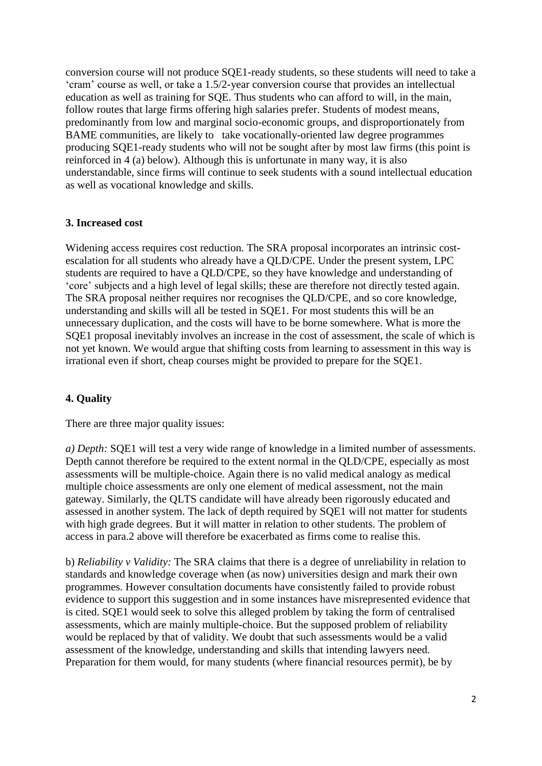conversion course will not produce SQE1-ready students, so these students will need to take a 'cram' course as well, or take a 1.5/2-year conversion course that provides an intellectual education as well as training for SQE. Thus students who can afford to will, in the main, follow routes that large firms offering high salaries prefer. Students of modest means, predominantly from low and marginal socio-economic groups, and disproportionately from BAME communities, are likely to  take vocationally-oriented law degree programmes producing SQE1-ready students who will not be sought after by most law firms (this point is reinforced in 4 (a) below). Although this is unfortunate in many way, it is also understandable, since firms will continue to seek students with a sound intellectual education as well as vocational knowledge and skills.

### 3. Increased cost

Widening access requires cost reduction. The SRA proposal incorporates an intrinsic cost-escalation for all students who already have a QLD/CPE. Under the present system, LPC students are required to have a QLD/CPE, so they have knowledge and understanding of 'core' subjects and a high level of legal skills; these are therefore not directly tested again. The SRA proposal neither requires nor recognises the QLD/CPE, and so core knowledge, understanding and skills will all be tested in SQE1. For most students this will be an unnecessary duplication, and the costs will have to be borne somewhere. What is more the SQE1 proposal inevitably involves an increase in the cost of assessment, the scale of which is not yet known. We would argue that shifting costs from learning to assessment in this way is irrational even if short, cheap courses might be provided to prepare for the SQE1.

### 4. Quality

There are three major quality issues:

*a) Depth:* SQE1 will test a very wide range of knowledge in a limited number of assessments. Depth cannot therefore be required to the extent normal in the QLD/CPE, especially as most assessments will be multiple-choice. Again there is no valid medical analogy as medical multiple choice assessments are only one element of medical assessment, not the main gateway. Similarly, the QLTS candidate will have already been rigorously educated and assessed in another system. The lack of depth required by SQE1 will not matter for students with high grade degrees. But it will matter in relation to other students. The problem of access in para.2 above will therefore be exacerbated as firms come to realise this.

b) *Reliability v Validity:* The SRA claims that there is a degree of unreliability in relation to standards and knowledge coverage when (as now) universities design and mark their own programmes. However consultation documents have consistently failed to provide robust evidence to support this suggestion and in some instances have misrepresented evidence that is cited. SQE1 would seek to solve this alleged problem by taking the form of centralised assessments, which are mainly multiple-choice. But the supposed problem of reliability would be replaced by that of validity. We doubt that such assessments would be a valid assessment of the knowledge, understanding and skills that intending lawyers need. Preparation for them would, for many students (where financial resources permit), be by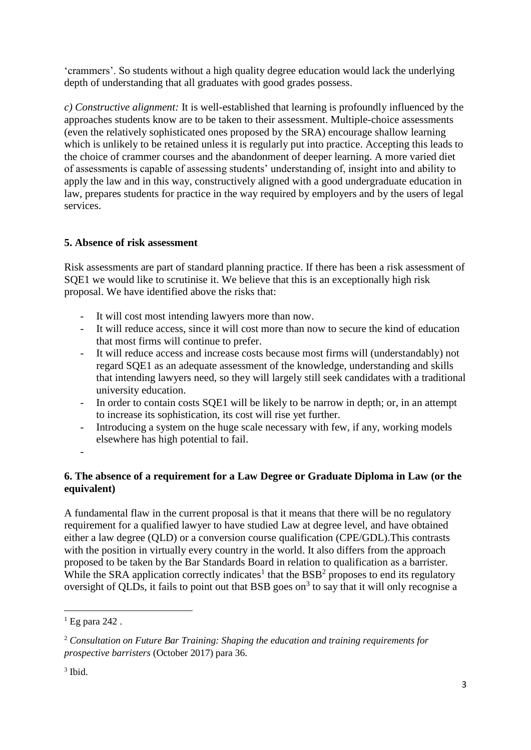'crammers'. So students without a high quality degree education would lack the underlying depth of understanding that all graduates with good grades possess.

*c) Constructive alignment:* It is well-established that learning is profoundly influenced by the approaches students know are to be taken to their assessment. Multiple-choice assessments (even the relatively sophisticated ones proposed by the SRA) encourage shallow learning which is unlikely to be retained unless it is regularly put into practice. Accepting this leads to the choice of crammer courses and the abandonment of deeper learning. A more varied diet of assessments is capable of assessing students' understanding of, insight into and ability to apply the law and in this way, constructively aligned with a good undergraduate education in law, prepares students for practice in the way required by employers and by the users of legal services.

## 5. Absence of risk assessment

Risk assessments are part of standard planning practice. If there has been a risk assessment of SQE1 we would like to scrutinise it. We believe that this is an exceptionally high risk proposal. We have identified above the risks that:

- It will cost most intending lawyers more than now.
- It will reduce access, since it will cost more than now to secure the kind of education that most firms will continue to prefer.
- It will reduce access and increase costs because most firms will (understandably) not regard SQE1 as an adequate assessment of the knowledge, understanding and skills that intending lawyers need, so they will largely still seek candidates with a traditional university education.
- In order to contain costs SQE1 will be likely to be narrow in depth; or, in an attempt to increase its sophistication, its cost will rise yet further.
- Introducing a system on the huge scale necessary with few, if any, working models elsewhere has high potential to fail.

## 6. The absence of a requirement for a Law Degree or Graduate Diploma in Law (or the equivalent)

A fundamental flaw in the current proposal is that it means that there will be no regulatory requirement for a qualified lawyer to have studied Law at degree level, and have obtained either a law degree (QLD) or a conversion course qualification (CPE/GDL).This contrasts with the position in virtually every country in the world. It also differs from the approach proposed to be taken by the Bar Standards Board in relation to qualification as a barrister. While the SRA application correctly indicates[1] that the BSB[2] proposes to end its regulatory oversight of QLDs, it fails to point out that BSB goes on[3] to say that it will only recognise a

[1] Eg para 242 .

[2] *Consultation on Future Bar Training: Shaping the education and training requirements for prospective barristers* (October 2017) para 36.

[3] Ibid.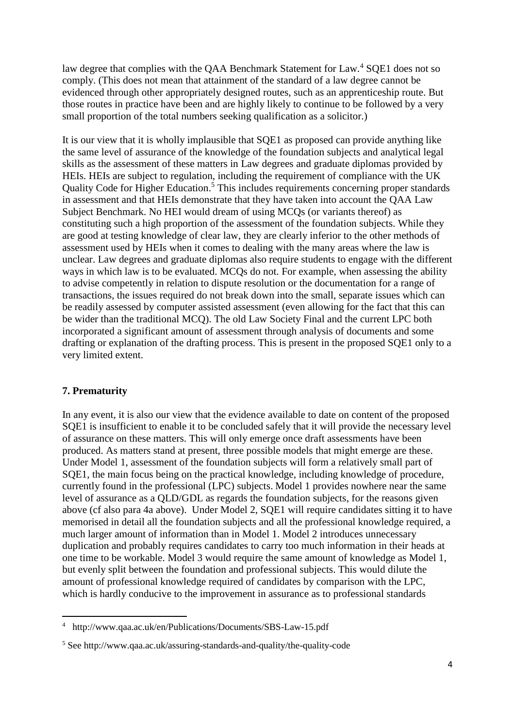law degree that complies with the QAA Benchmark Statement for Law.[4] SQE1 does not so comply. (This does not mean that attainment of the standard of a law degree cannot be evidenced through other appropriately designed routes, such as an apprenticeship route. But those routes in practice have been and are highly likely to continue to be followed by a very small proportion of the total numbers seeking qualification as a solicitor.)

It is our view that it is wholly implausible that SQE1 as proposed can provide anything like the same level of assurance of the knowledge of the foundation subjects and analytical legal skills as the assessment of these matters in Law degrees and graduate diplomas provided by HEIs. HEIs are subject to regulation, including the requirement of compliance with the UK Quality Code for Higher Education.[5] This includes requirements concerning proper standards in assessment and that HEIs demonstrate that they have taken into account the QAA Law Subject Benchmark. No HEI would dream of using MCQs (or variants thereof) as constituting such a high proportion of the assessment of the foundation subjects. While they are good at testing knowledge of clear law, they are clearly inferior to the other methods of assessment used by HEIs when it comes to dealing with the many areas where the law is unclear. Law degrees and graduate diplomas also require students to engage with the different ways in which law is to be evaluated. MCQs do not. For example, when assessing the ability to advise competently in relation to dispute resolution or the documentation for a range of transactions, the issues required do not break down into the small, separate issues which can be readily assessed by computer assisted assessment (even allowing for the fact that this can be wider than the traditional MCQ). The old Law Society Final and the current LPC both incorporated a significant amount of assessment through analysis of documents and some drafting or explanation of the drafting process. This is present in the proposed SQE1 only to a very limited extent.

## 7. Prematurity

In any event, it is also our view that the evidence available to date on content of the proposed SQE1 is insufficient to enable it to be concluded safely that it will provide the necessary level of assurance on these matters. This will only emerge once draft assessments have been produced. As matters stand at present, three possible models that might emerge are these. Under Model 1, assessment of the foundation subjects will form a relatively small part of SQE1, the main focus being on the practical knowledge, including knowledge of procedure, currently found in the professional (LPC) subjects. Model 1 provides nowhere near the same level of assurance as a QLD/GDL as regards the foundation subjects, for the reasons given above (cf also para 4a above). Under Model 2, SQE1 will require candidates sitting it to have memorised in detail all the foundation subjects and all the professional knowledge required, a much larger amount of information than in Model 1. Model 2 introduces unnecessary duplication and probably requires candidates to carry too much information in their heads at one time to be workable. Model 3 would require the same amount of knowledge as Model 1, but evenly split between the foundation and professional subjects. This would dilute the amount of professional knowledge required of candidates by comparison with the LPC, which is hardly conducive to the improvement in assurance as to professional standards

---

[4] http://www.qaa.ac.uk/en/Publications/Documents/SBS-Law-15.pdf

[5] See http://www.qaa.ac.uk/assuring-standards-and-quality/the-quality-code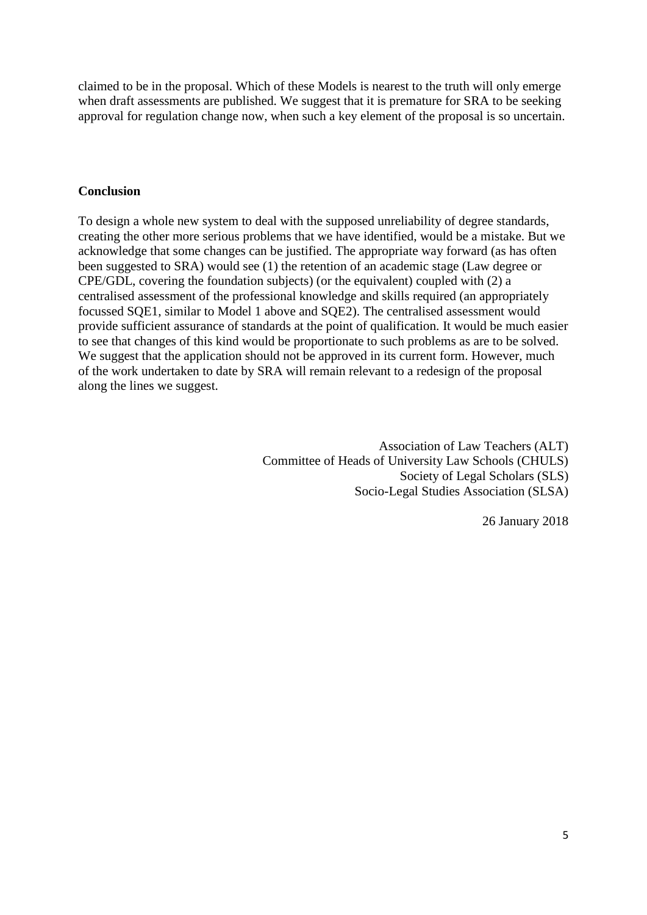claimed to be in the proposal. Which of these Models is nearest to the truth will only emerge when draft assessments are published. We suggest that it is premature for SRA to be seeking approval for regulation change now, when such a key element of the proposal is so uncertain.

**Conclusion**

To design a whole new system to deal with the supposed unreliability of degree standards, creating the other more serious problems that we have identified, would be a mistake. But we acknowledge that some changes can be justified. The appropriate way forward (as has often been suggested to SRA) would see (1) the retention of an academic stage (Law degree or CPE/GDL, covering the foundation subjects) (or the equivalent) coupled with (2) a centralised assessment of the professional knowledge and skills required (an appropriately focussed SQE1, similar to Model 1 above and SQE2). The centralised assessment would provide sufficient assurance of standards at the point of qualification. It would be much easier to see that changes of this kind would be proportionate to such problems as are to be solved. We suggest that the application should not be approved in its current form. However, much of the work undertaken to date by SRA will remain relevant to a redesign of the proposal along the lines we suggest.

Association of Law Teachers (ALT)
Committee of Heads of University Law Schools (CHULS)
Society of Legal Scholars (SLS)
Socio-Legal Studies Association (SLSA)

26 January 2018